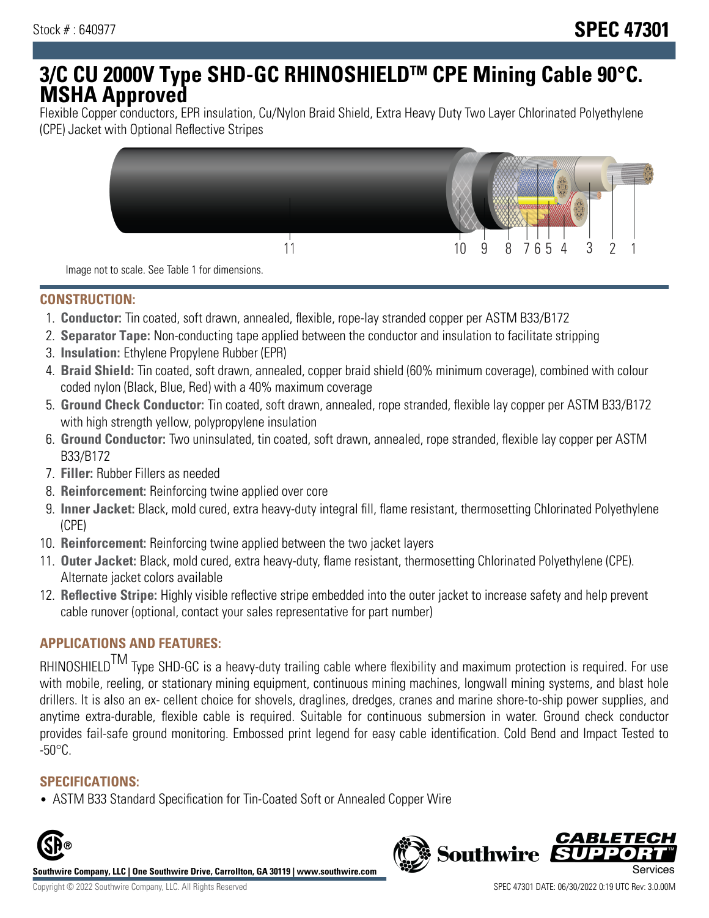Stock # : 640977

# SPEC 47301

# 3/C CU 2000V Type SHD-GC RHINOSHIELDTM CPE Mining Cable 90°C. MSHA Approved

Flexible Copper conductors, EPR insulation, Cu/Nylon Braid Shield, Extra Heavy Duty Two Layer Chlorinated Polyethylene (CPE) Jacket with Optional Reflective Stripes

11 10 9 8 7 6 5 4 3 2 1

Image not to scale. See Table 1 for dimensions.

## CONSTRUCTION:

1. **Conductor:** Tin coated, soft drawn, annealed, flexible, rope-lay stranded copper per ASTM B33/B172
2. **Separator Tape:** Non-conducting tape applied between the conductor and insulation to facilitate stripping
3. **Insulation:** Ethylene Propylene Rubber (EPR)
4. **Braid Shield:** Tin coated, soft drawn, annealed, copper braid shield (60% minimum coverage), combined with colour coded nylon (Black, Blue, Red) with a 40% maximum coverage
5. **Ground Check Conductor:** Tin coated, soft drawn, annealed, rope stranded, flexible lay copper per ASTM B33/B172 with high strength yellow, polypropylene insulation
6. **Ground Conductor:** Two uninsulated, tin coated, soft drawn, annealed, rope stranded, flexible lay copper per ASTM B33/B172
7. **Filler:** Rubber Fillers as needed
8. **Reinforcement:** Reinforcing twine applied over core
9. **Inner Jacket:** Black, mold cured, extra heavy-duty integral fill, flame resistant, thermosetting Chlorinated Polyethylene (CPE)
10. **Reinforcement:** Reinforcing twine applied between the two jacket layers
11. **Outer Jacket:** Black, mold cured, extra heavy-duty, flame resistant, thermosetting Chlorinated Polyethylene (CPE). Alternate jacket colors available
12. **Reflective Stripe:** Highly visible reflective stripe embedded into the outer jacket to increase safety and help prevent cable runover (optional, contact your sales representative for part number)

## APPLICATIONS AND FEATURES:

RHINOSHIELDTM Type SHD-GC is a heavy-duty trailing cable where flexibility and maximum protection is required. For use with mobile, reeling, or stationary mining equipment, continuous mining machines, longwall mining systems, and blast hole drillers. It is also an ex- cellent choice for shovels, draglines, dredges, cranes and marine shore-to-ship power supplies, and anytime extra-durable, flexible cable is required. Suitable for continuous submersion in water. Ground check conductor provides fail-safe ground monitoring. Embossed print legend for easy cable identification. Cold Bend and Impact Tested to -50°C.

## SPECIFICATIONS:

- ASTM B33 Standard Specification for Tin-Coated Soft or Annealed Copper Wire

**Southwire Company, LLC | One Southwire Drive, Carrollton, GA 30119 | www.southwire.com**

Copyright © 2022 Southwire Company, LLC. All Rights Reserved

SPEC 47301 DATE: 06/30/2022 0:19 UTC Rev: 3.0.00M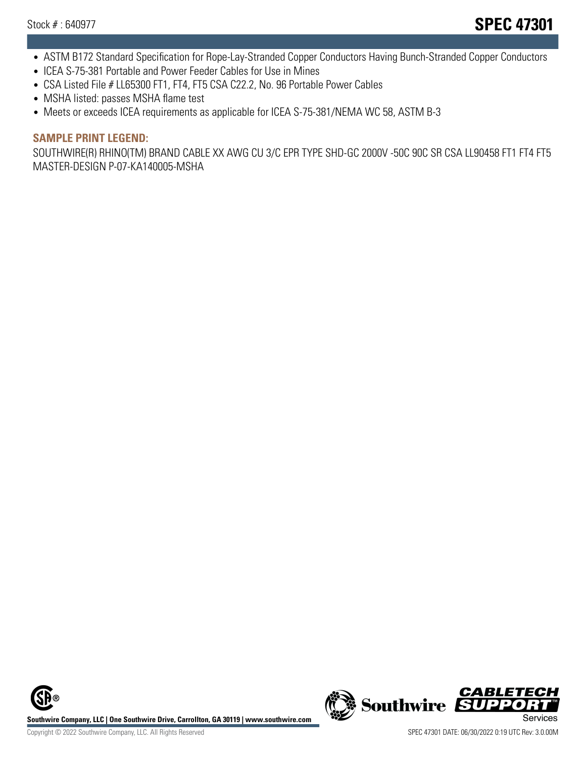- ASTM B172 Standard Specification for Rope-Lay-Stranded Copper Conductors Having Bunch-Stranded Copper Conductors
- ICEA S-75-381 Portable and Power Feeder Cables for Use in Mines
- CSA Listed File # LL65300 FT1, FT4, FT5 CSA C22.2, No. 96 Portable Power Cables
- MSHA listed: passes MSHA flame test
- Meets or exceeds ICEA requirements as applicable for ICEA S-75-381/NEMA WC 58, ASTM B-3

## SAMPLE PRINT LEGEND:

SOUTHWIRE(R) RHINO(TM) BRAND CABLE XX AWG CU 3/C EPR TYPE SHD-GC 2000V -50C 90C SR CSA LL90458 FT1 FT4 FT5 MASTER-DESIGN P-07-KA140005-MSHA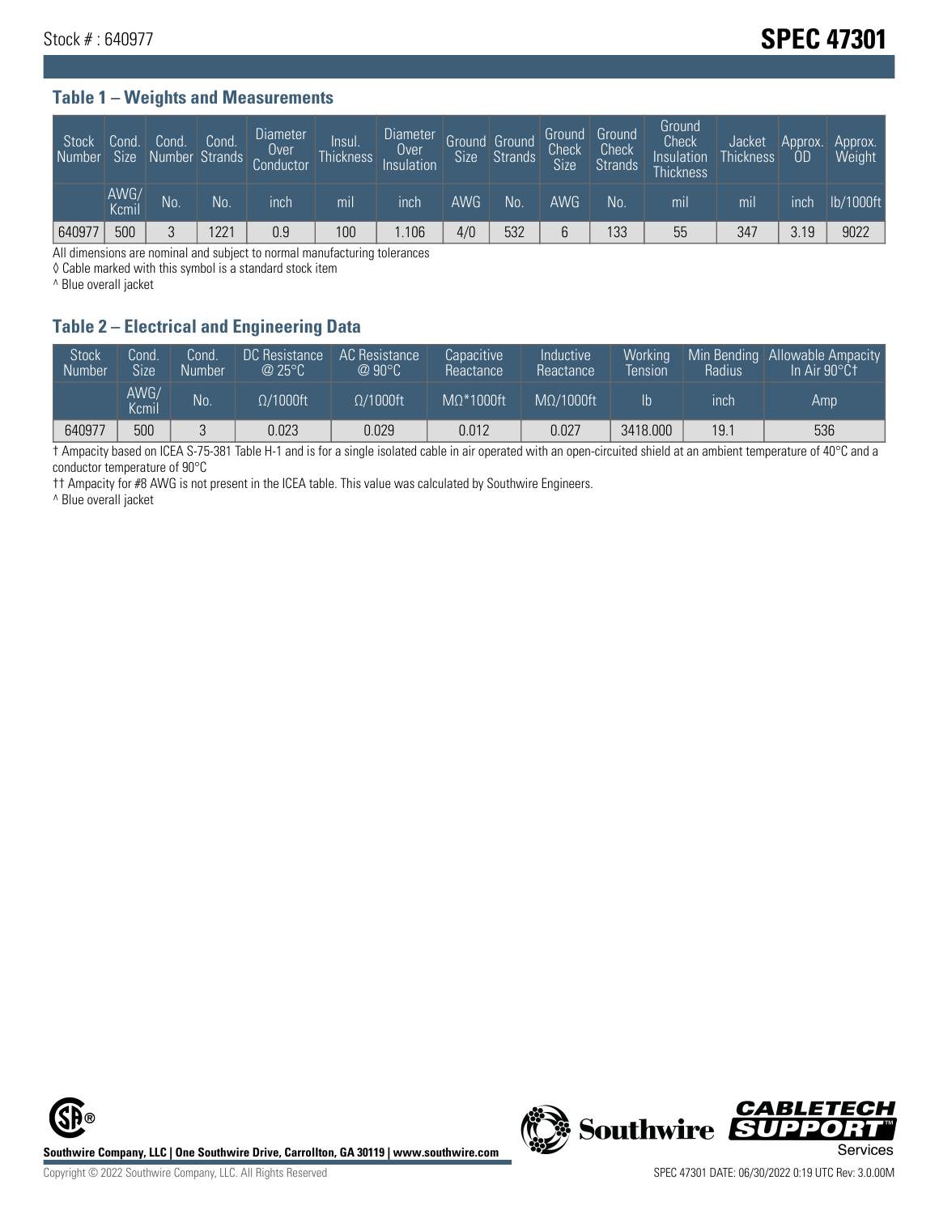Stock # : 640977

# SPEC 47301

## Table 1 – Weights and Measurements

| Stock Number | Cond. Size | Cond. Number | Cond. Strands | Diameter Over Conductor | Insul. Thickness | Diameter Over Insulation | Ground Size | Ground Strands | Ground Check Size | Ground Check Strands | Ground Check Insulation Thickness | Jacket Thickness | Approx. OD | Approx. Weight |
|---|---|---|---|---|---|---|---|---|---|---|---|---|---|---|
| | AWG/ Kcmil | No. | No. | inch | mil | inch | AWG | No. | AWG | No. | mil | mil | inch | lb/1000ft |
| 640977 | 500 | 3 | 1221 | 0.9 | 100 | 1.106 | 4/0 | 532 | 6 | 133 | 55 | 347 | 3.19 | 9022 |

All dimensions are nominal and subject to normal manufacturing tolerances

◊ Cable marked with this symbol is a standard stock item

^ Blue overall jacket

## Table 2 – Electrical and Engineering Data

| Stock Number | Cond. Size | Cond. Number | DC Resistance @ 25°C | AC Resistance @ 90°C | Capacitive Reactance | Inductive Reactance | Working Tension | Min Bending Radius | Allowable Ampacity In Air 90°C† |
|---|---|---|---|---|---|---|---|---|---|
| | AWG/ Kcmil | No. | Ω/1000ft | Ω/1000ft | MΩ*1000ft | MΩ/1000ft | lb | inch | Amp |
| 640977 | 500 | 3 | 0.023 | 0.029 | 0.012 | 0.027 | 3418.000 | 19.1 | 536 |

† Ampacity based on ICEA S-75-381 Table H-1 and is for a single isolated cable in air operated with an open-circuited shield at an ambient temperature of 40°C and a conductor temperature of 90°C

†† Ampacity for #8 AWG is not present in the ICEA table. This value was calculated by Southwire Engineers.

^ Blue overall jacket

**Southwire Company, LLC | One Southwire Drive, Carrollton, GA 30119 | www.southwire.com**

Copyright © 2022 Southwire Company, LLC. All Rights Reserved

SPEC 47301 DATE: 06/30/2022 0:19 UTC Rev: 3.0.00M